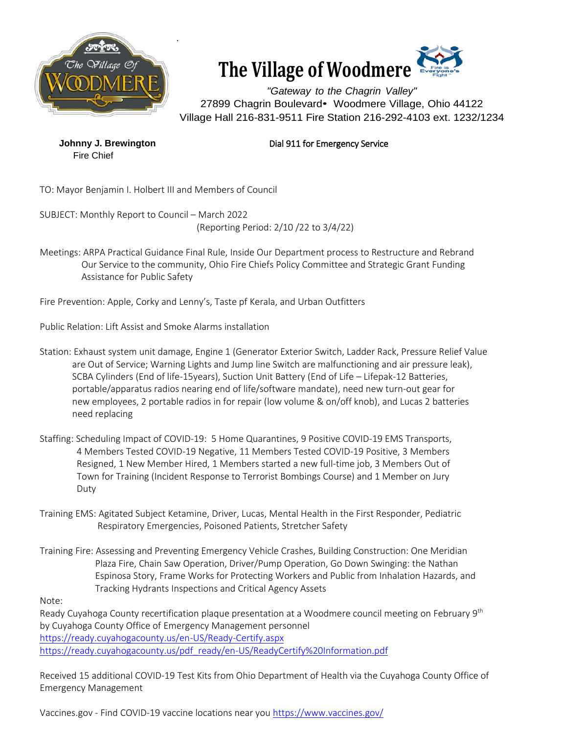# The Village of Woodmere

*"Gateway to the Chagrin Valley"*

27899 Chagrin Boulevard• Woodmere Village, Ohio 44122

Village Hall 216-831-9511 Fire Station 216-292-4103 ext. 1232/1234

**Johnny J. Brewington**
Fire Chief

Dial 911 for Emergency Service

TO: Mayor Benjamin I. Holbert III and Members of Council

SUBJECT: Monthly Report to Council – March 2022
(Reporting Period: 2/10 /22 to 3/4/22)

Meetings: ARPA Practical Guidance Final Rule, Inside Our Department process to Restructure and Rebrand Our Service to the community, Ohio Fire Chiefs Policy Committee and Strategic Grant Funding Assistance for Public Safety

Fire Prevention: Apple, Corky and Lenny's, Taste pf Kerala, and Urban Outfitters

Public Relation: Lift Assist and Smoke Alarms installation

Station: Exhaust system unit damage, Engine 1 (Generator Exterior Switch, Ladder Rack, Pressure Relief Value are Out of Service; Warning Lights and Jump line Switch are malfunctioning and air pressure leak), SCBA Cylinders (End of life-15years), Suction Unit Battery (End of Life – Lifepak-12 Batteries, portable/apparatus radios nearing end of life/software mandate), need new turn-out gear for new employees, 2 portable radios in for repair (low volume & on/off knob), and Lucas 2 batteries need replacing

Staffing: Scheduling Impact of COVID-19: 5 Home Quarantines, 9 Positive COVID-19 EMS Transports, 4 Members Tested COVID-19 Negative, 11 Members Tested COVID-19 Positive, 3 Members Resigned, 1 New Member Hired, 1 Members started a new full-time job, 3 Members Out of Town for Training (Incident Response to Terrorist Bombings Course) and 1 Member on Jury Duty

Training EMS: Agitated Subject Ketamine, Driver, Lucas, Mental Health in the First Responder, Pediatric Respiratory Emergencies, Poisoned Patients, Stretcher Safety

Training Fire: Assessing and Preventing Emergency Vehicle Crashes, Building Construction: One Meridian Plaza Fire, Chain Saw Operation, Driver/Pump Operation, Go Down Swinging: the Nathan Espinosa Story, Frame Works for Protecting Workers and Public from Inhalation Hazards, and Tracking Hydrants Inspections and Critical Agency Assets

Note:
Ready Cuyahoga County recertification plaque presentation at a Woodmere council meeting on February 9th by Cuyahoga County Office of Emergency Management personnel
https://ready.cuyahogacounty.us/en-US/Ready-Certify.aspx
https://ready.cuyahogacounty.us/pdf_ready/en-US/ReadyCertify%20Information.pdf

Received 15 additional COVID-19 Test Kits from Ohio Department of Health via the Cuyahoga County Office of Emergency Management

Vaccines.gov - Find COVID-19 vaccine locations near you https://www.vaccines.gov/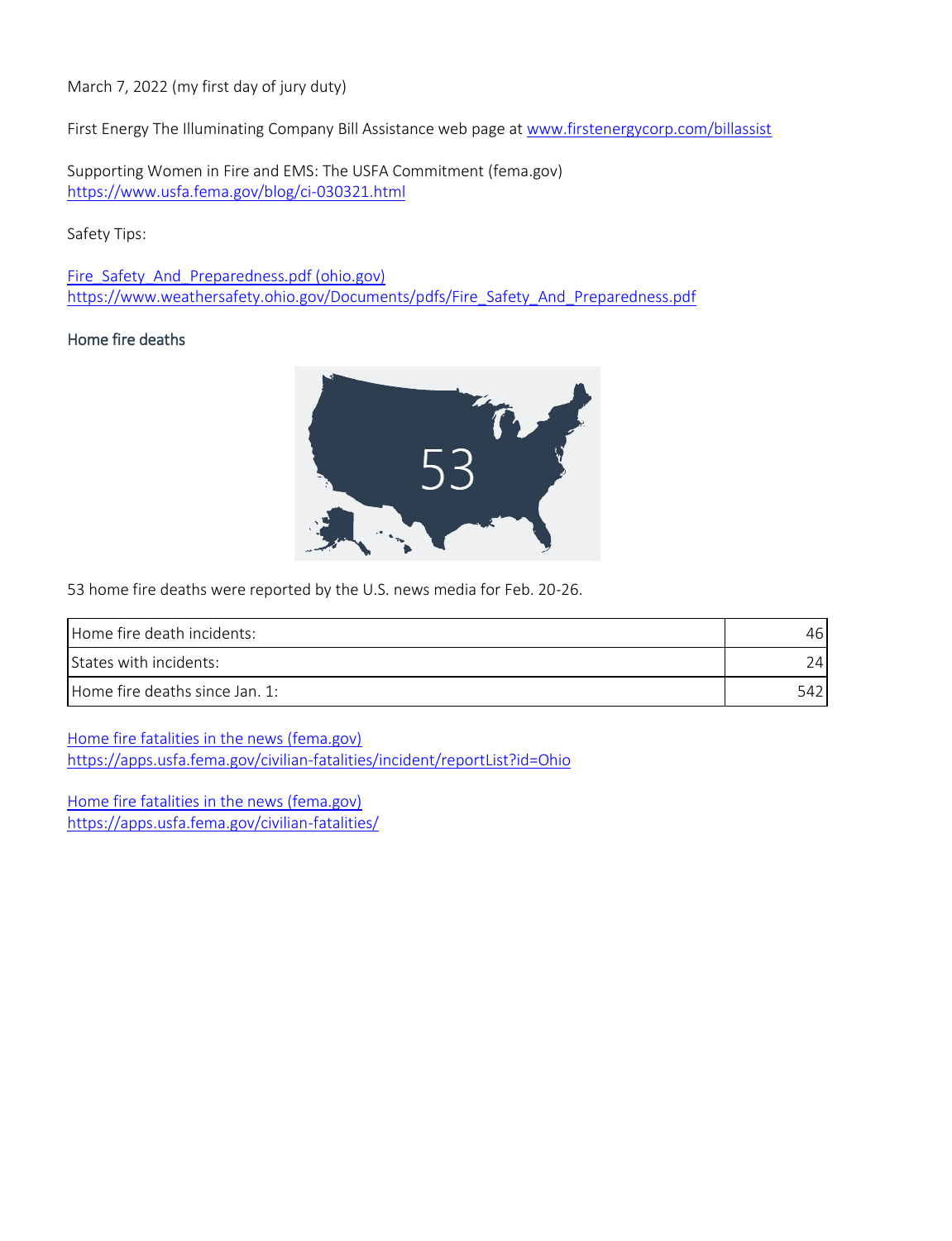March 7, 2022 (my first day of jury duty)

First Energy The Illuminating Company Bill Assistance web page at www.firstenergycorp.com/billassist

Supporting Women in Fire and EMS: The USFA Commitment (fema.gov)
https://www.usfa.fema.gov/blog/ci-030321.html

Safety Tips:

Fire_Safety_And_Preparedness.pdf (ohio.gov)
https://www.weathersafety.ohio.gov/Documents/pdfs/Fire_Safety_And_Preparedness.pdf

### Home fire deaths

53

53 home fire deaths were reported by the U.S. news media for Feb. 20-26.

| | |
|---|---|
| Home fire death incidents: | 46 |
| States with incidents: | 24 |
| Home fire deaths since Jan. 1: | 542 |

Home fire fatalities in the news (fema.gov)
https://apps.usfa.fema.gov/civilian-fatalities/incident/reportList?id=Ohio

Home fire fatalities in the news (fema.gov)
https://apps.usfa.fema.gov/civilian-fatalities/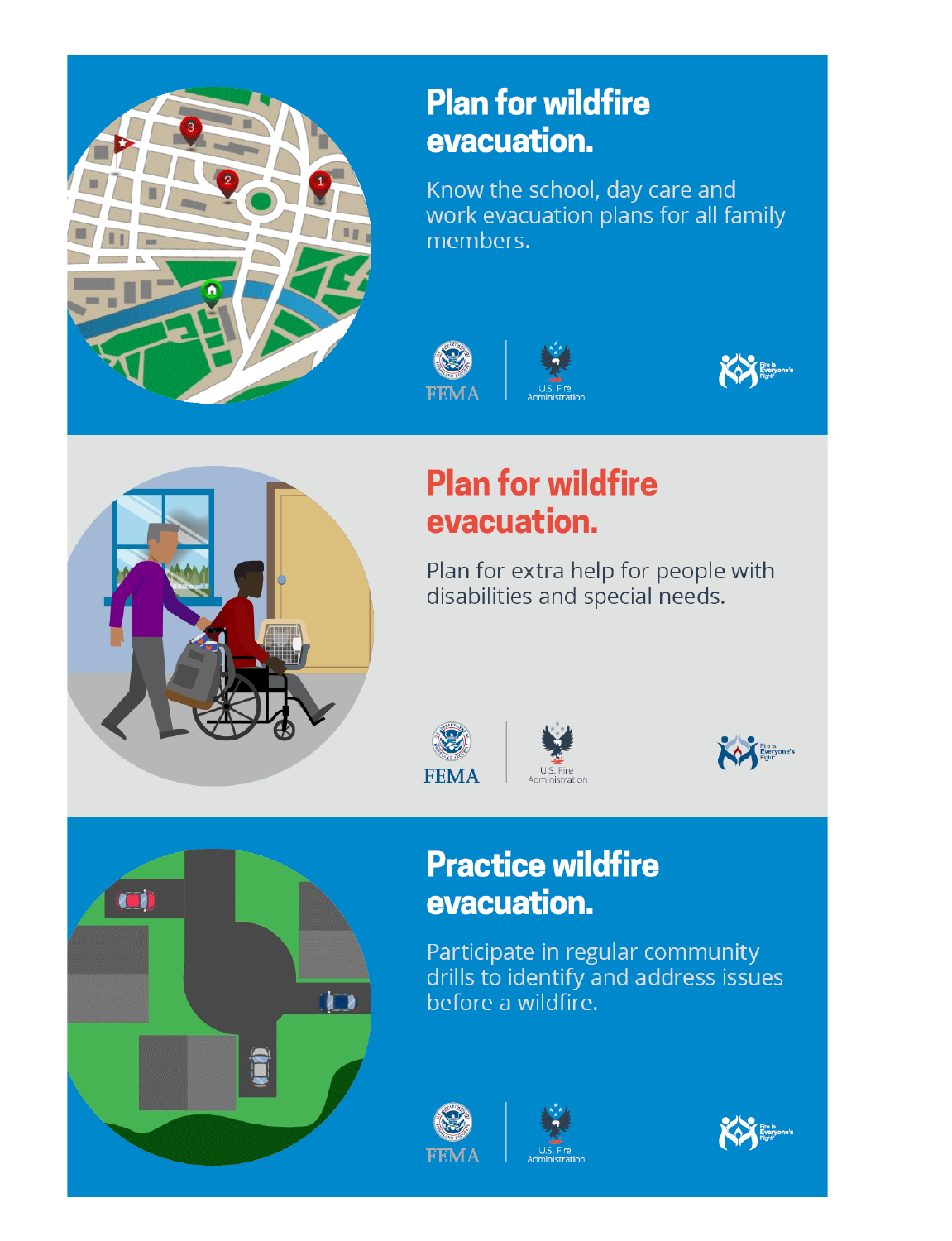## Plan for wildfire evacuation.

Know the school, day care and work evacuation plans for all family members.

FEMA

U.S. Fire Administration

Fire is Everyone's Fight

## Plan for wildfire evacuation.

Plan for extra help for people with disabilities and special needs.

FEMA

U.S. Fire Administration

Fire is Everyone's Fight

## Practice wildfire evacuation.

Participate in regular community drills to identify and address issues before a wildfire.

FEMA

U.S. Fire Administration

Fire is Everyone's Fight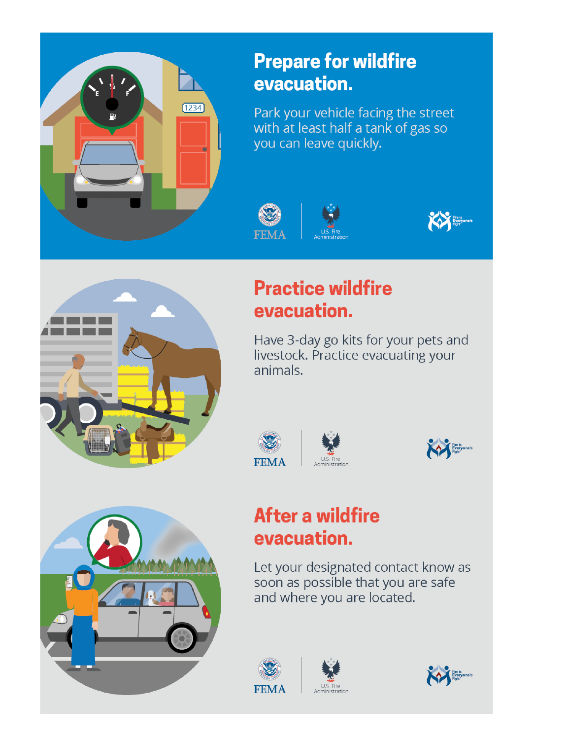## Prepare for wildfire evacuation.

Park your vehicle facing the street with at least half a tank of gas so you can leave quickly.

FEMA | U.S. Fire Administration | Fire is Everyone's Fight

## Practice wildfire evacuation.

Have 3-day go kits for your pets and livestock. Practice evacuating your animals.

FEMA | U.S. Fire Administration | Fire is Everyone's Fight

## After a wildfire evacuation.

Let your designated contact know as soon as possible that you are safe and where you are located.

FEMA | U.S. Fire Administration | Fire is Everyone's Fight